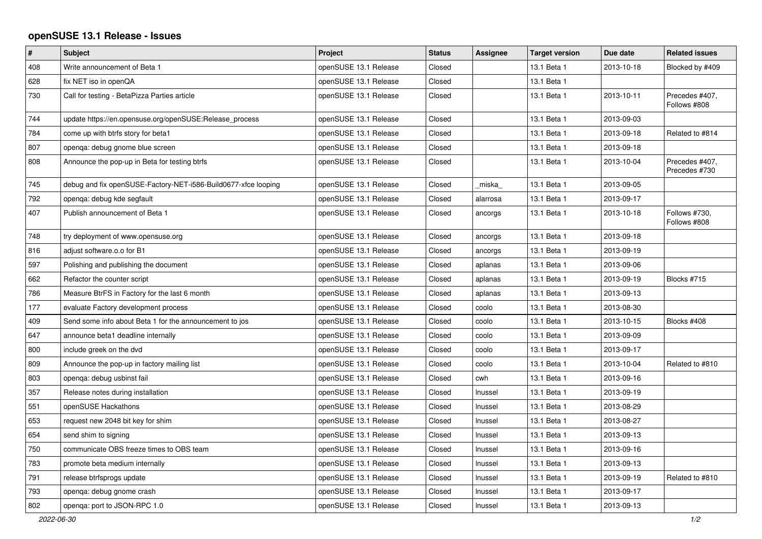## openSUSE 13.1 Release - Issues

| # | Subject | Project | Status | Assignee | Target version | Due date | Related issues |
|---|---|---|---|---|---|---|---|
| 408 | Write announcement of Beta 1 | openSUSE 13.1 Release | Closed | | 13.1 Beta 1 | 2013-10-18 | Blocked by #409 |
| 628 | fix NET iso in openQA | openSUSE 13.1 Release | Closed | | 13.1 Beta 1 | | |
| 730 | Call for testing - BetaPizza Parties article | openSUSE 13.1 Release | Closed | | 13.1 Beta 1 | 2013-10-11 | Precedes #407, Follows #808 |
| 744 | update https://en.opensuse.org/openSUSE:Release_process | openSUSE 13.1 Release | Closed | | 13.1 Beta 1 | 2013-09-03 | |
| 784 | come up with btrfs story for beta1 | openSUSE 13.1 Release | Closed | | 13.1 Beta 1 | 2013-09-18 | Related to #814 |
| 807 | openqa: debug gnome blue screen | openSUSE 13.1 Release | Closed | | 13.1 Beta 1 | 2013-09-18 | |
| 808 | Announce the pop-up in Beta for testing btrfs | openSUSE 13.1 Release | Closed | | 13.1 Beta 1 | 2013-10-04 | Precedes #407, Precedes #730 |
| 745 | debug and fix openSUSE-Factory-NET-i586-Build0677-xfce looping | openSUSE 13.1 Release | Closed | _miska_ | 13.1 Beta 1 | 2013-09-05 | |
| 792 | openqa: debug kde segfault | openSUSE 13.1 Release | Closed | alarrosa | 13.1 Beta 1 | 2013-09-17 | |
| 407 | Publish announcement of Beta 1 | openSUSE 13.1 Release | Closed | ancorgs | 13.1 Beta 1 | 2013-10-18 | Follows #730, Follows #808 |
| 748 | try deployment of www.opensuse.org | openSUSE 13.1 Release | Closed | ancorgs | 13.1 Beta 1 | 2013-09-18 | |
| 816 | adjust software.o.o for B1 | openSUSE 13.1 Release | Closed | ancorgs | 13.1 Beta 1 | 2013-09-19 | |
| 597 | Polishing and publishing the document | openSUSE 13.1 Release | Closed | aplanas | 13.1 Beta 1 | 2013-09-06 | |
| 662 | Refactor the counter script | openSUSE 13.1 Release | Closed | aplanas | 13.1 Beta 1 | 2013-09-19 | Blocks #715 |
| 786 | Measure BtrFS in Factory for the last 6 month | openSUSE 13.1 Release | Closed | aplanas | 13.1 Beta 1 | 2013-09-13 | |
| 177 | evaluate Factory development process | openSUSE 13.1 Release | Closed | coolo | 13.1 Beta 1 | 2013-08-30 | |
| 409 | Send some info about Beta 1 for the announcement to jos | openSUSE 13.1 Release | Closed | coolo | 13.1 Beta 1 | 2013-10-15 | Blocks #408 |
| 647 | announce beta1 deadline internally | openSUSE 13.1 Release | Closed | coolo | 13.1 Beta 1 | 2013-09-09 | |
| 800 | include greek on the dvd | openSUSE 13.1 Release | Closed | coolo | 13.1 Beta 1 | 2013-09-17 | |
| 809 | Announce the pop-up in factory mailing list | openSUSE 13.1 Release | Closed | coolo | 13.1 Beta 1 | 2013-10-04 | Related to #810 |
| 803 | openqa: debug usbinst fail | openSUSE 13.1 Release | Closed | cwh | 13.1 Beta 1 | 2013-09-16 | |
| 357 | Release notes during installation | openSUSE 13.1 Release | Closed | lnussel | 13.1 Beta 1 | 2013-09-19 | |
| 551 | openSUSE Hackathons | openSUSE 13.1 Release | Closed | lnussel | 13.1 Beta 1 | 2013-08-29 | |
| 653 | request new 2048 bit key for shim | openSUSE 13.1 Release | Closed | lnussel | 13.1 Beta 1 | 2013-08-27 | |
| 654 | send shim to signing | openSUSE 13.1 Release | Closed | lnussel | 13.1 Beta 1 | 2013-09-13 | |
| 750 | communicate OBS freeze times to OBS team | openSUSE 13.1 Release | Closed | lnussel | 13.1 Beta 1 | 2013-09-16 | |
| 783 | promote beta medium internally | openSUSE 13.1 Release | Closed | lnussel | 13.1 Beta 1 | 2013-09-13 | |
| 791 | release btrfsprogs update | openSUSE 13.1 Release | Closed | lnussel | 13.1 Beta 1 | 2013-09-19 | Related to #810 |
| 793 | openqa: debug gnome crash | openSUSE 13.1 Release | Closed | lnussel | 13.1 Beta 1 | 2013-09-17 | |
| 802 | openqa: port to JSON-RPC 1.0 | openSUSE 13.1 Release | Closed | lnussel | 13.1 Beta 1 | 2013-09-13 | |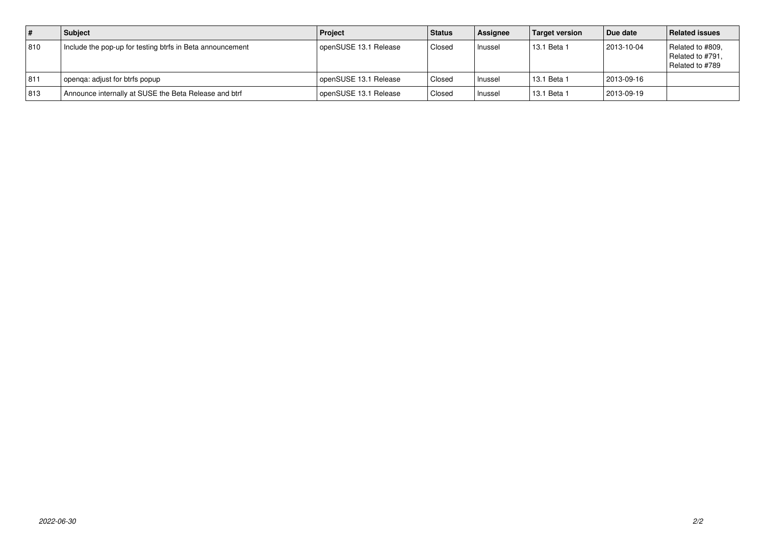| # | Subject | Project | Status | Assignee | Target version | Due date | Related issues |
|---|---|---|---|---|---|---|---|
| 810 | Include the pop-up for testing btrfs in Beta announcement | openSUSE 13.1 Release | Closed | lnussel | 13.1 Beta 1 | 2013-10-04 | Related to #809, Related to #791, Related to #789 |
| 811 | openqa: adjust for btrfs popup | openSUSE 13.1 Release | Closed | lnussel | 13.1 Beta 1 | 2013-09-16 | |
| 813 | Announce internally at SUSE the Beta Release and btrf | openSUSE 13.1 Release | Closed | lnussel | 13.1 Beta 1 | 2013-09-19 | |

*2022-06-30*